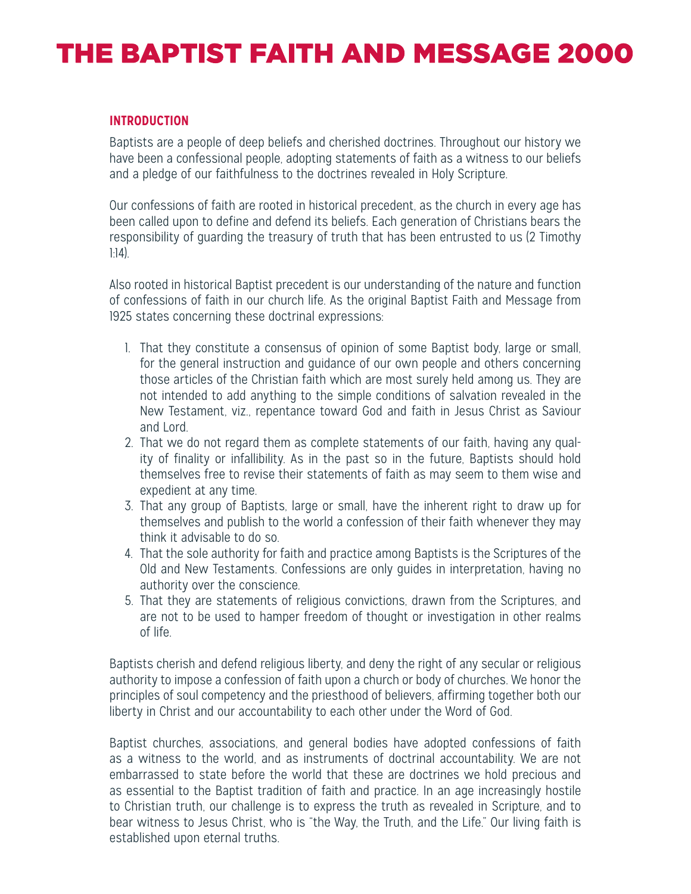# THE BAPTIST FAITH AND MESSAGE 2000

## INTRODUCTION

Baptists are a people of deep beliefs and cherished doctrines. Throughout our history we have been a confessional people, adopting statements of faith as a witness to our beliefs and a pledge of our faithfulness to the doctrines revealed in Holy Scripture.

Our confessions of faith are rooted in historical precedent, as the church in every age has been called upon to define and defend its beliefs. Each generation of Christians bears the responsibility of guarding the treasury of truth that has been entrusted to us (2 Timothy 1:14).

Also rooted in historical Baptist precedent is our understanding of the nature and function of confessions of faith in our church life. As the original Baptist Faith and Message from 1925 states concerning these doctrinal expressions:

1. That they constitute a consensus of opinion of some Baptist body, large or small, for the general instruction and guidance of our own people and others concerning those articles of the Christian faith which are most surely held among us. They are not intended to add anything to the simple conditions of salvation revealed in the New Testament, viz., repentance toward God and faith in Jesus Christ as Saviour and Lord.
2. That we do not regard them as complete statements of our faith, having any quality of finality or infallibility. As in the past so in the future, Baptists should hold themselves free to revise their statements of faith as may seem to them wise and expedient at any time.
3. That any group of Baptists, large or small, have the inherent right to draw up for themselves and publish to the world a confession of their faith whenever they may think it advisable to do so.
4. That the sole authority for faith and practice among Baptists is the Scriptures of the Old and New Testaments. Confessions are only guides in interpretation, having no authority over the conscience.
5. That they are statements of religious convictions, drawn from the Scriptures, and are not to be used to hamper freedom of thought or investigation in other realms of life.

Baptists cherish and defend religious liberty, and deny the right of any secular or religious authority to impose a confession of faith upon a church or body of churches. We honor the principles of soul competency and the priesthood of believers, affirming together both our liberty in Christ and our accountability to each other under the Word of God.

Baptist churches, associations, and general bodies have adopted confessions of faith as a witness to the world, and as instruments of doctrinal accountability. We are not embarrassed to state before the world that these are doctrines we hold precious and as essential to the Baptist tradition of faith and practice. In an age increasingly hostile to Christian truth, our challenge is to express the truth as revealed in Scripture, and to bear witness to Jesus Christ, who is "the Way, the Truth, and the Life." Our living faith is established upon eternal truths.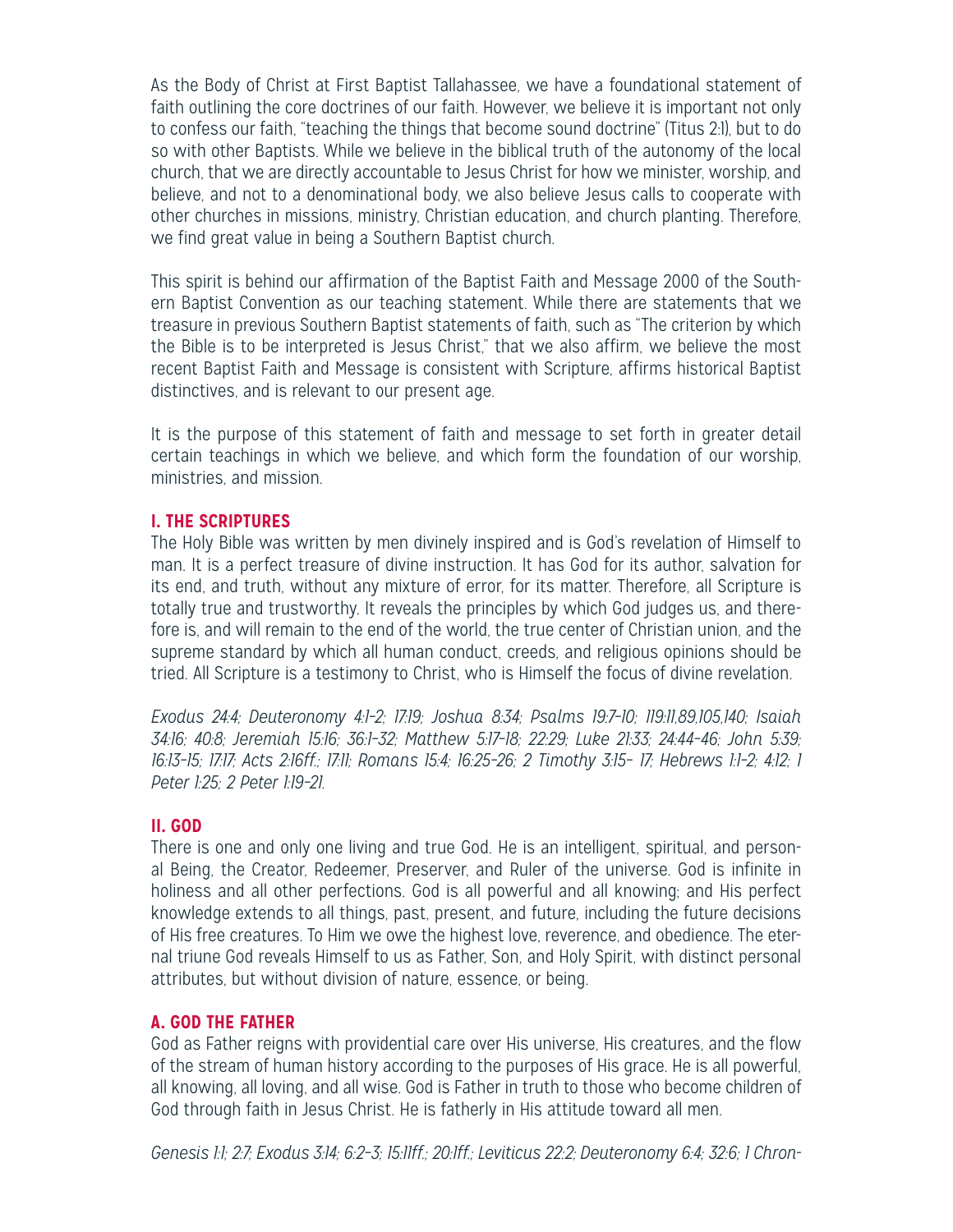As the Body of Christ at First Baptist Tallahassee, we have a foundational statement of faith outlining the core doctrines of our faith. However, we believe it is important not only to confess our faith, "teaching the things that become sound doctrine" (Titus 2:1), but to do so with other Baptists. While we believe in the biblical truth of the autonomy of the local church, that we are directly accountable to Jesus Christ for how we minister, worship, and believe, and not to a denominational body, we also believe Jesus calls to cooperate with other churches in missions, ministry, Christian education, and church planting. Therefore, we find great value in being a Southern Baptist church.

This spirit is behind our affirmation of the Baptist Faith and Message 2000 of the Southern Baptist Convention as our teaching statement. While there are statements that we treasure in previous Southern Baptist statements of faith, such as "The criterion by which the Bible is to be interpreted is Jesus Christ," that we also affirm, we believe the most recent Baptist Faith and Message is consistent with Scripture, affirms historical Baptist distinctives, and is relevant to our present age.

It is the purpose of this statement of faith and message to set forth in greater detail certain teachings in which we believe, and which form the foundation of our worship, ministries, and mission.

## I. THE SCRIPTURES

The Holy Bible was written by men divinely inspired and is God's revelation of Himself to man. It is a perfect treasure of divine instruction. It has God for its author, salvation for its end, and truth, without any mixture of error, for its matter. Therefore, all Scripture is totally true and trustworthy. It reveals the principles by which God judges us, and therefore is, and will remain to the end of the world, the true center of Christian union, and the supreme standard by which all human conduct, creeds, and religious opinions should be tried. All Scripture is a testimony to Christ, who is Himself the focus of divine revelation.

*Exodus 24:4; Deuteronomy 4:1-2; 17:19; Joshua 8:34; Psalms 19:7-10; 119:11,89,105,140; Isaiah 34:16; 40:8; Jeremiah 15:16; 36:1-32; Matthew 5:17-18; 22:29; Luke 21:33; 24:44-46; John 5:39; 16:13-15; 17:17; Acts 2:16ff.; 17:11; Romans 15:4; 16:25-26; 2 Timothy 3:15- 17; Hebrews 1:1-2; 4:12; 1 Peter 1:25; 2 Peter 1:19-21.*

## II. GOD

There is one and only one living and true God. He is an intelligent, spiritual, and personal Being, the Creator, Redeemer, Preserver, and Ruler of the universe. God is infinite in holiness and all other perfections. God is all powerful and all knowing; and His perfect knowledge extends to all things, past, present, and future, including the future decisions of His free creatures. To Him we owe the highest love, reverence, and obedience. The eternal triune God reveals Himself to us as Father, Son, and Holy Spirit, with distinct personal attributes, but without division of nature, essence, or being.

### A. GOD THE FATHER

God as Father reigns with providential care over His universe, His creatures, and the flow of the stream of human history according to the purposes of His grace. He is all powerful, all knowing, all loving, and all wise. God is Father in truth to those who become children of God through faith in Jesus Christ. He is fatherly in His attitude toward all men.

*Genesis 1:1; 2:7; Exodus 3:14; 6:2-3; 15:11ff.; 20:1ff.; Leviticus 22:2; Deuteronomy 6:4; 32:6; 1 Chron-*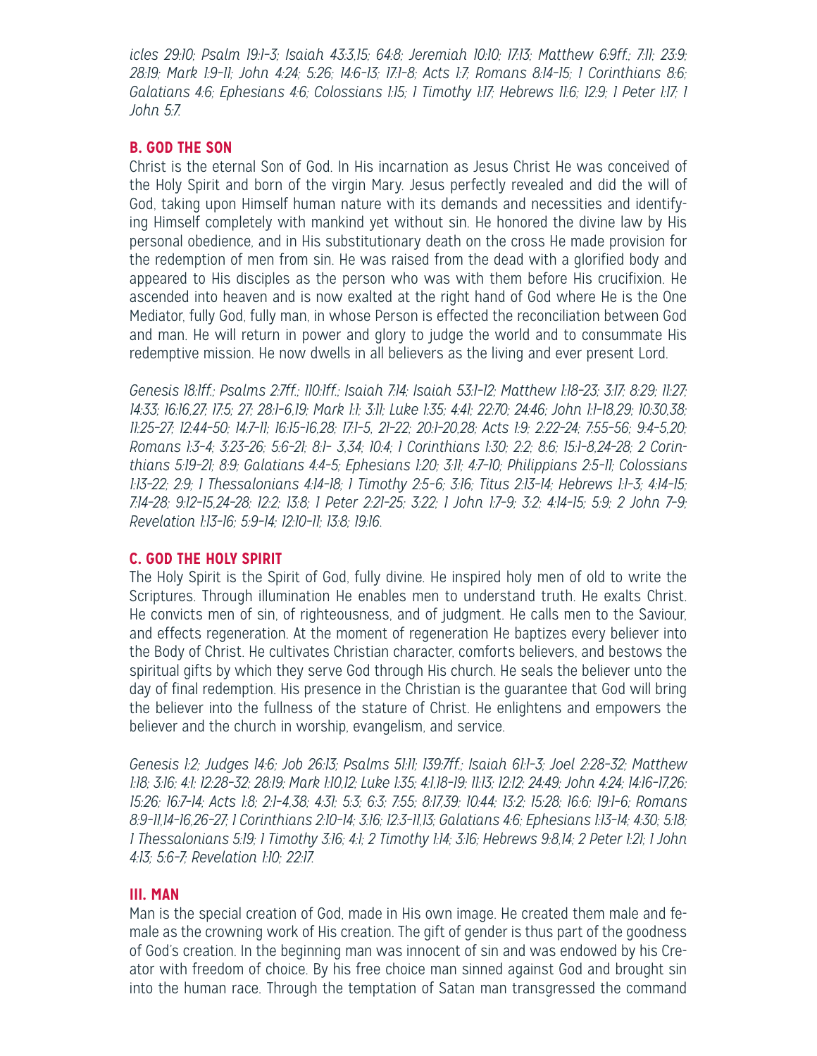*icles 29:10; Psalm 19:1-3; Isaiah 43:3,15; 64:8; Jeremiah 10:10; 17:13; Matthew 6:9ff.; 7:11; 23:9; 28:19; Mark 1:9-11; John 4:24; 5:26; 14:6-13; 17:1-8; Acts 1:7; Romans 8:14-15; 1 Corinthians 8:6; Galatians 4:6; Ephesians 4:6; Colossians 1:15; 1 Timothy 1:17; Hebrews 11:6; 12:9; 1 Peter 1:17; 1 John 5:7.*

### B. GOD THE SON

Christ is the eternal Son of God. In His incarnation as Jesus Christ He was conceived of the Holy Spirit and born of the virgin Mary. Jesus perfectly revealed and did the will of God, taking upon Himself human nature with its demands and necessities and identifying Himself completely with mankind yet without sin. He honored the divine law by His personal obedience, and in His substitutionary death on the cross He made provision for the redemption of men from sin. He was raised from the dead with a glorified body and appeared to His disciples as the person who was with them before His crucifixion. He ascended into heaven and is now exalted at the right hand of God where He is the One Mediator, fully God, fully man, in whose Person is effected the reconciliation between God and man. He will return in power and glory to judge the world and to consummate His redemptive mission. He now dwells in all believers as the living and ever present Lord.

*Genesis 18:1ff.; Psalms 2:7ff.; 110:1ff.; Isaiah 7:14; Isaiah 53:1-12; Matthew 1:18-23; 3:17; 8:29; 11:27; 14:33; 16:16,27; 17:5; 27; 28:1-6,19; Mark 1:1; 3:11; Luke 1:35; 4:41; 22:70; 24:46; John 1:1-18,29; 10:30,38; 11:25-27; 12:44-50; 14:7-11; 16:15-16,28; 17:1-5, 21-22; 20:1-20,28; Acts 1:9; 2:22-24; 7:55-56; 9:4-5,20; Romans 1:3-4; 3:23-26; 5:6-21; 8:1- 3,34; 10:4; 1 Corinthians 1:30; 2:2; 8:6; 15:1-8,24-28; 2 Corinthians 5:19-21; 8:9; Galatians 4:4-5; Ephesians 1:20; 3:11; 4:7-10; Philippians 2:5-11; Colossians 1:13-22; 2:9; 1 Thessalonians 4:14-18; 1 Timothy 2:5-6; 3:16; Titus 2:13-14; Hebrews 1:1-3; 4:14-15; 7:14-28; 9:12-15,24-28; 12:2; 13:8; 1 Peter 2:21-25; 3:22; 1 John 1:7-9; 3:2; 4:14-15; 5:9; 2 John 7-9; Revelation 1:13-16; 5:9-14; 12:10-11; 13:8; 19:16.*

### C. GOD THE HOLY SPIRIT

The Holy Spirit is the Spirit of God, fully divine. He inspired holy men of old to write the Scriptures. Through illumination He enables men to understand truth. He exalts Christ. He convicts men of sin, of righteousness, and of judgment. He calls men to the Saviour, and effects regeneration. At the moment of regeneration He baptizes every believer into the Body of Christ. He cultivates Christian character, comforts believers, and bestows the spiritual gifts by which they serve God through His church. He seals the believer unto the day of final redemption. His presence in the Christian is the guarantee that God will bring the believer into the fullness of the stature of Christ. He enlightens and empowers the believer and the church in worship, evangelism, and service.

*Genesis 1:2; Judges 14:6; Job 26:13; Psalms 51:11; 139:7ff.; Isaiah 61:1-3; Joel 2:28-32; Matthew 1:18; 3:16; 4:1; 12:28-32; 28:19; Mark 1:10,12; Luke 1:35; 4:1,18-19; 11:13; 12:12; 24:49; John 4:24; 14:16-17,26; 15:26; 16:7-14; Acts 1:8; 2:1-4,38; 4:31; 5:3; 6:3; 7:55; 8:17,39; 10:44; 13:2; 15:28; 16:6; 19:1-6; Romans 8:9-11,14-16,26-27; 1 Corinthians 2:10-14; 3:16; 12:3-11,13; Galatians 4:6; Ephesians 1:13-14; 4:30; 5:18; 1 Thessalonians 5:19; 1 Timothy 3:16; 4:1; 2 Timothy 1:14; 3:16; Hebrews 9:8,14; 2 Peter 1:21; 1 John 4:13; 5:6-7; Revelation 1:10; 22:17.*

## III. MAN

Man is the special creation of God, made in His own image. He created them male and female as the crowning work of His creation. The gift of gender is thus part of the goodness of God's creation. In the beginning man was innocent of sin and was endowed by his Creator with freedom of choice. By his free choice man sinned against God and brought sin into the human race. Through the temptation of Satan man transgressed the command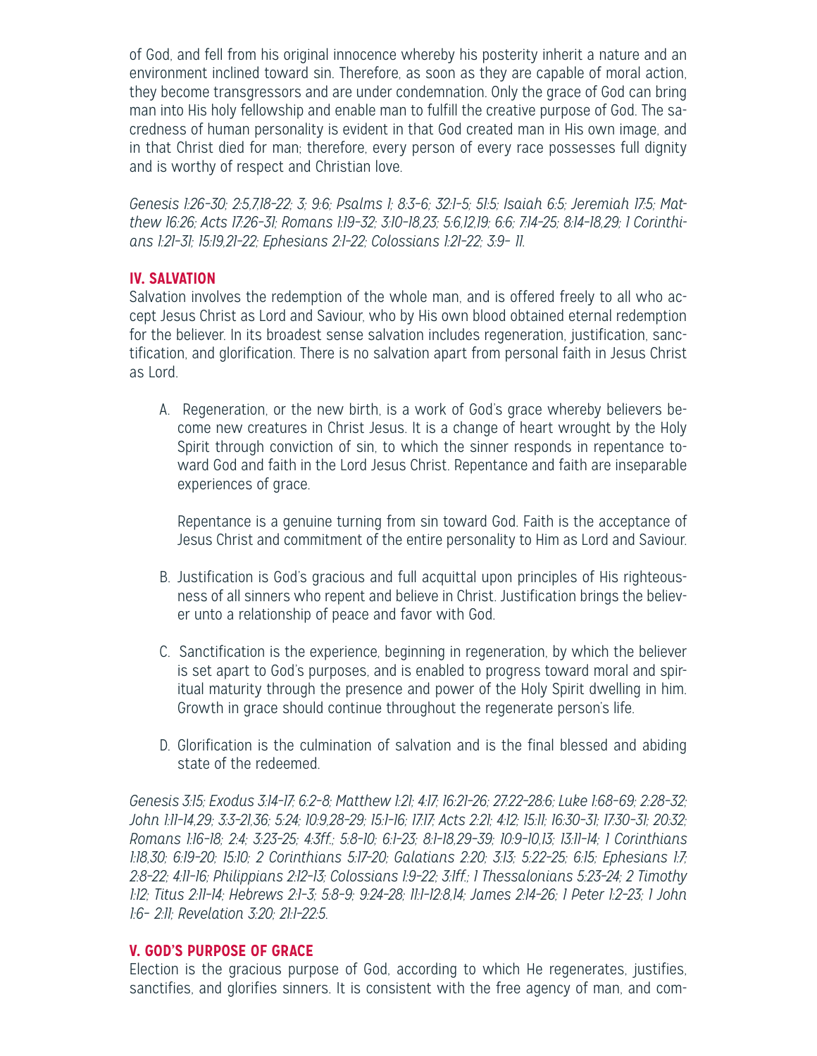of God, and fell from his original innocence whereby his posterity inherit a nature and an environment inclined toward sin. Therefore, as soon as they are capable of moral action, they become transgressors and are under condemnation. Only the grace of God can bring man into His holy fellowship and enable man to fulfill the creative purpose of God. The sacredness of human personality is evident in that God created man in His own image, and in that Christ died for man; therefore, every person of every race possesses full dignity and is worthy of respect and Christian love.

*Genesis 1:26-30; 2:5,7,18-22; 3; 9:6; Psalms 1; 8:3-6; 32:1-5; 51:5; Isaiah 6:5; Jeremiah 17:5; Matthew 16:26; Acts 17:26-31; Romans 1:19-32; 3:10-18,23; 5:6,12,19; 6:6; 7:14-25; 8:14-18,29; 1 Corinthians 1:21-31; 15:19,21-22; Ephesians 2:1-22; Colossians 1:21-22; 3:9- 11.*

## IV. SALVATION

Salvation involves the redemption of the whole man, and is offered freely to all who accept Jesus Christ as Lord and Saviour, who by His own blood obtained eternal redemption for the believer. In its broadest sense salvation includes regeneration, justification, sanctification, and glorification. There is no salvation apart from personal faith in Jesus Christ as Lord.

A. Regeneration, or the new birth, is a work of God's grace whereby believers become new creatures in Christ Jesus. It is a change of heart wrought by the Holy Spirit through conviction of sin, to which the sinner responds in repentance toward God and faith in the Lord Jesus Christ. Repentance and faith are inseparable experiences of grace.

   Repentance is a genuine turning from sin toward God. Faith is the acceptance of Jesus Christ and commitment of the entire personality to Him as Lord and Saviour.

B. Justification is God's gracious and full acquittal upon principles of His righteousness of all sinners who repent and believe in Christ. Justification brings the believer unto a relationship of peace and favor with God.

C. Sanctification is the experience, beginning in regeneration, by which the believer is set apart to God's purposes, and is enabled to progress toward moral and spiritual maturity through the presence and power of the Holy Spirit dwelling in him. Growth in grace should continue throughout the regenerate person's life.

D. Glorification is the culmination of salvation and is the final blessed and abiding state of the redeemed.

*Genesis 3:15; Exodus 3:14-17; 6:2-8; Matthew 1:21; 4:17; 16:21-26; 27:22-28:6; Luke 1:68-69; 2:28-32; John 1:11-14,29; 3:3-21,36; 5:24; 10:9,28-29; 15:1-16; 17:17; Acts 2:21; 4:12; 15:11; 16:30-31; 17:30-31; 20:32; Romans 1:16-18; 2:4; 3:23-25; 4:3ff.; 5:8-10; 6:1-23; 8:1-18,29-39; 10:9-10,13; 13:11-14; 1 Corinthians 1:18,30; 6:19-20; 15:10; 2 Corinthians 5:17-20; Galatians 2:20; 3:13; 5:22-25; 6:15; Ephesians 1:7; 2:8-22; 4:11-16; Philippians 2:12-13; Colossians 1:9-22; 3:1ff.; 1 Thessalonians 5:23-24; 2 Timothy 1:12; Titus 2:11-14; Hebrews 2:1-3; 5:8-9; 9:24-28; 11:1-12:8,14; James 2:14-26; 1 Peter 1:2-23; 1 John 1:6- 2:11; Revelation 3:20; 21:1-22:5.*

## V. GOD'S PURPOSE OF GRACE

Election is the gracious purpose of God, according to which He regenerates, justifies, sanctifies, and glorifies sinners. It is consistent with the free agency of man, and com-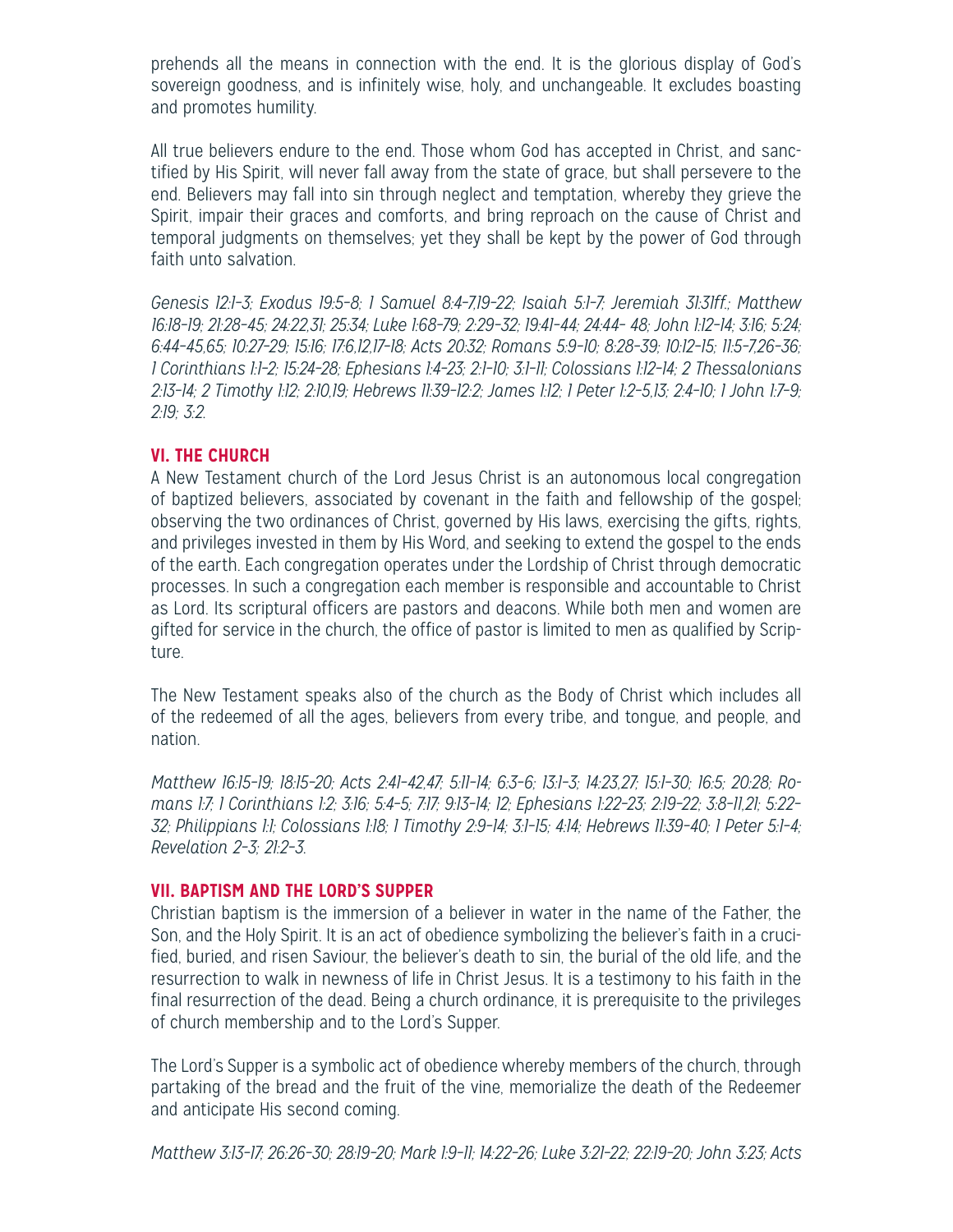prehends all the means in connection with the end. It is the glorious display of God's sovereign goodness, and is infinitely wise, holy, and unchangeable. It excludes boasting and promotes humility.

All true believers endure to the end. Those whom God has accepted in Christ, and sanctified by His Spirit, will never fall away from the state of grace, but shall persevere to the end. Believers may fall into sin through neglect and temptation, whereby they grieve the Spirit, impair their graces and comforts, and bring reproach on the cause of Christ and temporal judgments on themselves; yet they shall be kept by the power of God through faith unto salvation.

*Genesis 12:1-3; Exodus 19:5-8; 1 Samuel 8:4-7,19-22; Isaiah 5:1-7; Jeremiah 31:31ff.; Matthew 16:18-19; 21:28-45; 24:22,31; 25:34; Luke 1:68-79; 2:29-32; 19:41-44; 24:44- 48; John 1:12-14; 3:16; 5:24; 6:44-45,65; 10:27-29; 15:16; 17:6,12,17-18; Acts 20:32; Romans 5:9-10; 8:28-39; 10:12-15; 11:5-7,26-36; 1 Corinthians 1:1-2; 15:24-28; Ephesians 1:4-23; 2:1-10; 3:1-11; Colossians 1:12-14; 2 Thessalonians 2:13-14; 2 Timothy 1:12; 2:10,19; Hebrews 11:39-12:2; James 1:12; 1 Peter 1:2-5,13; 2:4-10; 1 John 1:7-9; 2:19; 3:2.*

## VI. THE CHURCH

A New Testament church of the Lord Jesus Christ is an autonomous local congregation of baptized believers, associated by covenant in the faith and fellowship of the gospel; observing the two ordinances of Christ, governed by His laws, exercising the gifts, rights, and privileges invested in them by His Word, and seeking to extend the gospel to the ends of the earth. Each congregation operates under the Lordship of Christ through democratic processes. In such a congregation each member is responsible and accountable to Christ as Lord. Its scriptural officers are pastors and deacons. While both men and women are gifted for service in the church, the office of pastor is limited to men as qualified by Scripture.

The New Testament speaks also of the church as the Body of Christ which includes all of the redeemed of all the ages, believers from every tribe, and tongue, and people, and nation.

*Matthew 16:15-19; 18:15-20; Acts 2:41-42,47; 5:11-14; 6:3-6; 13:1-3; 14:23,27; 15:1-30; 16:5; 20:28; Romans 1:7; 1 Corinthians 1:2; 3:16; 5:4-5; 7:17; 9:13-14; 12; Ephesians 1:22-23; 2:19-22; 3:8-11,21; 5:22-32; Philippians 1:1; Colossians 1:18; 1 Timothy 2:9-14; 3:1-15; 4:14; Hebrews 11:39-40; 1 Peter 5:1-4; Revelation 2-3; 21:2-3.*

## VII. BAPTISM AND THE LORD'S SUPPER

Christian baptism is the immersion of a believer in water in the name of the Father, the Son, and the Holy Spirit. It is an act of obedience symbolizing the believer's faith in a crucified, buried, and risen Saviour, the believer's death to sin, the burial of the old life, and the resurrection to walk in newness of life in Christ Jesus. It is a testimony to his faith in the final resurrection of the dead. Being a church ordinance, it is prerequisite to the privileges of church membership and to the Lord's Supper.

The Lord's Supper is a symbolic act of obedience whereby members of the church, through partaking of the bread and the fruit of the vine, memorialize the death of the Redeemer and anticipate His second coming.

*Matthew 3:13-17; 26:26-30; 28:19-20; Mark 1:9-11; 14:22-26; Luke 3:21-22; 22:19-20; John 3:23; Acts*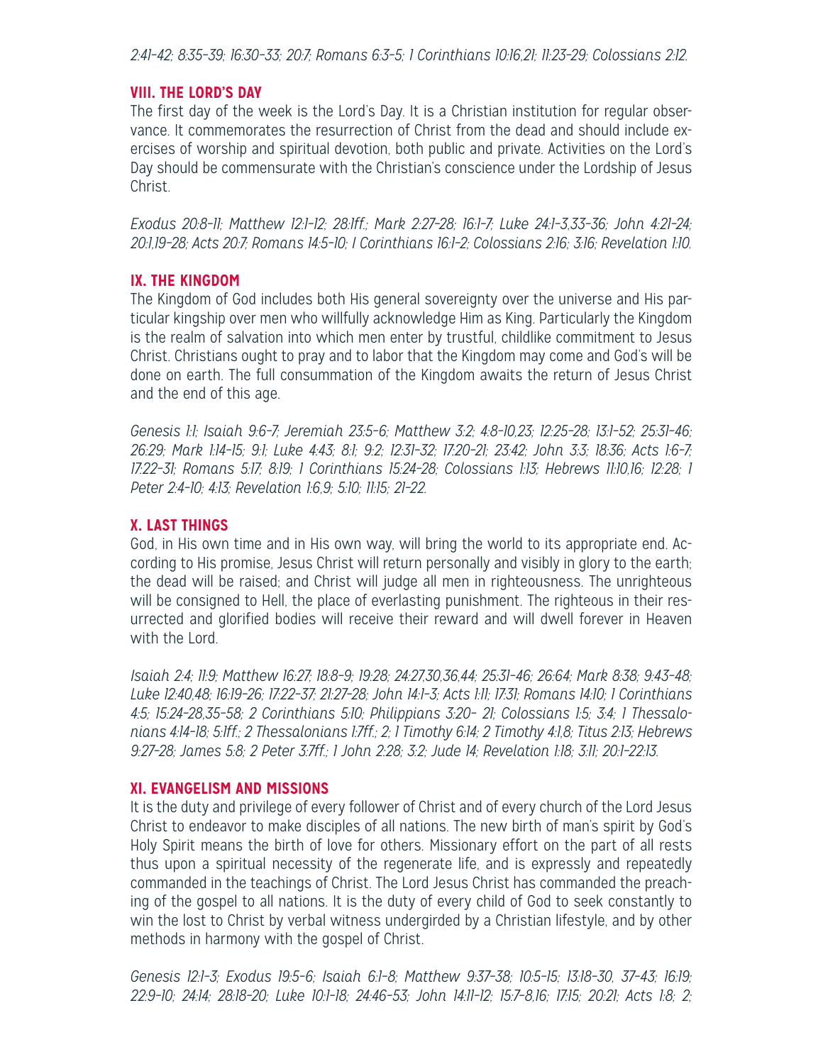*2:41-42; 8:35-39; 16:30-33; 20:7; Romans 6:3-5; 1 Corinthians 10:16,21; 11:23-29; Colossians 2:12.*

## VIII. THE LORD'S DAY

The first day of the week is the Lord's Day. It is a Christian institution for regular observance. It commemorates the resurrection of Christ from the dead and should include exercises of worship and spiritual devotion, both public and private. Activities on the Lord's Day should be commensurate with the Christian's conscience under the Lordship of Jesus Christ.

*Exodus 20:8-11; Matthew 12:1-12; 28:1ff.; Mark 2:27-28; 16:1-7; Luke 24:1-3,33-36; John 4:21-24; 20:1,19-28; Acts 20:7; Romans 14:5-10; I Corinthians 16:1-2; Colossians 2:16; 3:16; Revelation 1:10.*

## IX. THE KINGDOM

The Kingdom of God includes both His general sovereignty over the universe and His particular kingship over men who willfully acknowledge Him as King. Particularly the Kingdom is the realm of salvation into which men enter by trustful, childlike commitment to Jesus Christ. Christians ought to pray and to labor that the Kingdom may come and God's will be done on earth. The full consummation of the Kingdom awaits the return of Jesus Christ and the end of this age.

*Genesis 1:1; Isaiah 9:6-7; Jeremiah 23:5-6; Matthew 3:2; 4:8-10,23; 12:25-28; 13:1-52; 25:31-46; 26:29; Mark 1:14-15; 9:1; Luke 4:43; 8:1; 9:2; 12:31-32; 17:20-21; 23:42; John 3:3; 18:36; Acts 1:6-7; 17:22-31; Romans 5:17; 8:19; 1 Corinthians 15:24-28; Colossians 1:13; Hebrews 11:10,16; 12:28; 1 Peter 2:4-10; 4:13; Revelation 1:6,9; 5:10; 11:15; 21-22.*

## X. LAST THINGS

God, in His own time and in His own way, will bring the world to its appropriate end. According to His promise, Jesus Christ will return personally and visibly in glory to the earth; the dead will be raised; and Christ will judge all men in righteousness. The unrighteous will be consigned to Hell, the place of everlasting punishment. The righteous in their resurrected and glorified bodies will receive their reward and will dwell forever in Heaven with the Lord.

*Isaiah 2:4; 11:9; Matthew 16:27; 18:8-9; 19:28; 24:27,30,36,44; 25:31-46; 26:64; Mark 8:38; 9:43-48; Luke 12:40,48; 16:19-26; 17:22-37; 21:27-28; John 14:1-3; Acts 1:11; 17:31; Romans 14:10; 1 Corinthians 4:5; 15:24-28,35-58; 2 Corinthians 5:10; Philippians 3:20- 21; Colossians 1:5; 3:4; 1 Thessalonians 4:14-18; 5:1ff.; 2 Thessalonians 1:7ff.; 2; 1 Timothy 6:14; 2 Timothy 4:1,8; Titus 2:13; Hebrews 9:27-28; James 5:8; 2 Peter 3:7ff.; 1 John 2:28; 3:2; Jude 14; Revelation 1:18; 3:11; 20:1-22:13.*

## XI. EVANGELISM AND MISSIONS

It is the duty and privilege of every follower of Christ and of every church of the Lord Jesus Christ to endeavor to make disciples of all nations. The new birth of man's spirit by God's Holy Spirit means the birth of love for others. Missionary effort on the part of all rests thus upon a spiritual necessity of the regenerate life, and is expressly and repeatedly commanded in the teachings of Christ. The Lord Jesus Christ has commanded the preaching of the gospel to all nations. It is the duty of every child of God to seek constantly to win the lost to Christ by verbal witness undergirded by a Christian lifestyle, and by other methods in harmony with the gospel of Christ.

*Genesis 12:1-3; Exodus 19:5-6; Isaiah 6:1-8; Matthew 9:37-38; 10:5-15; 13:18-30, 37-43; 16:19; 22:9-10; 24:14; 28:18-20; Luke 10:1-18; 24:46-53; John 14:11-12; 15:7-8,16; 17:15; 20:21; Acts 1:8; 2;*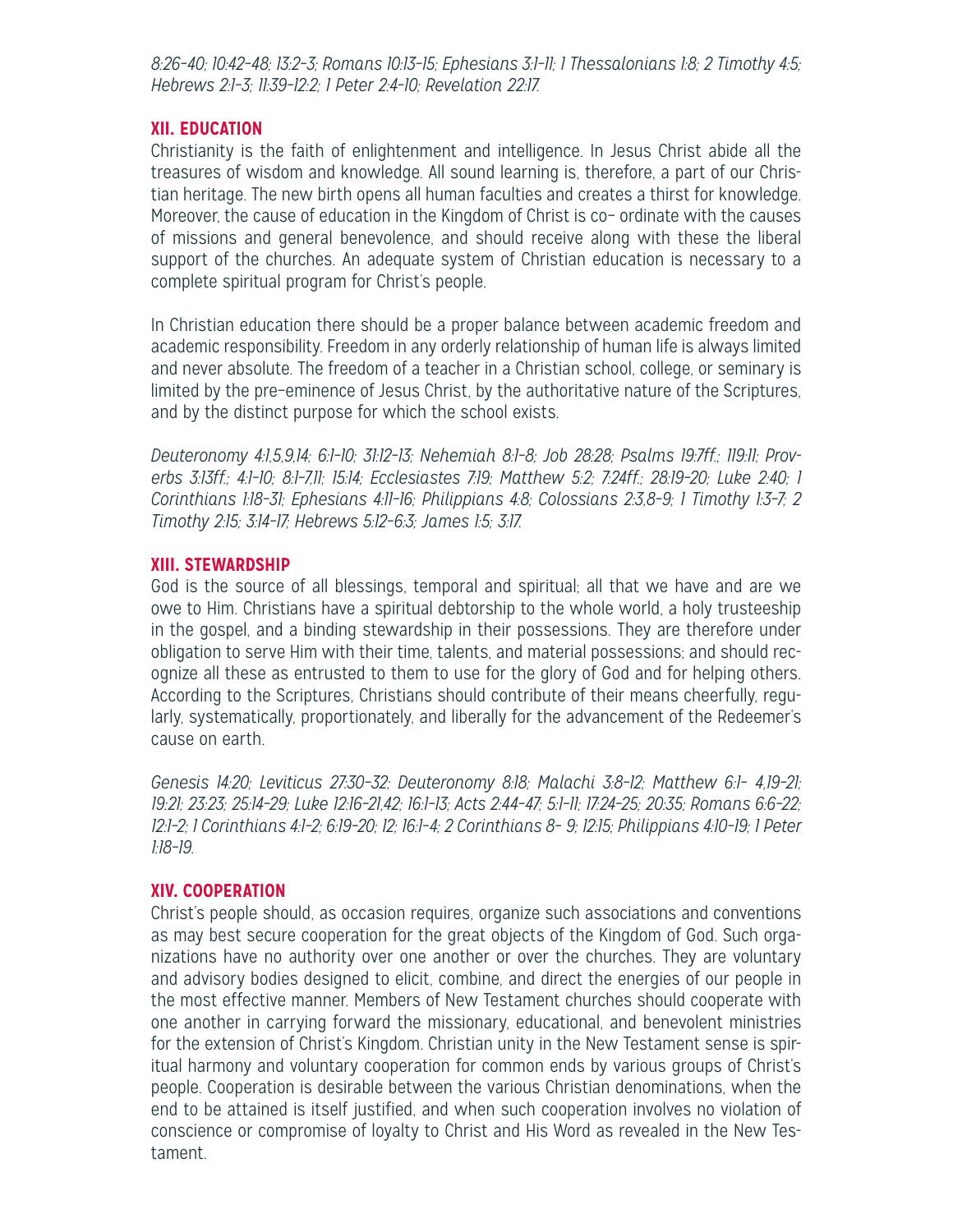*8:26-40; 10:42-48; 13:2-3; Romans 10:13-15; Ephesians 3:1-11; 1 Thessalonians 1:8; 2 Timothy 4:5; Hebrews 2:1-3; 11:39-12:2; 1 Peter 2:4-10; Revelation 22:17.*

## XII. EDUCATION

Christianity is the faith of enlightenment and intelligence. In Jesus Christ abide all the treasures of wisdom and knowledge. All sound learning is, therefore, a part of our Christian heritage. The new birth opens all human faculties and creates a thirst for knowledge. Moreover, the cause of education in the Kingdom of Christ is co- ordinate with the causes of missions and general benevolence, and should receive along with these the liberal support of the churches. An adequate system of Christian education is necessary to a complete spiritual program for Christ's people.

In Christian education there should be a proper balance between academic freedom and academic responsibility. Freedom in any orderly relationship of human life is always limited and never absolute. The freedom of a teacher in a Christian school, college, or seminary is limited by the pre-eminence of Jesus Christ, by the authoritative nature of the Scriptures, and by the distinct purpose for which the school exists.

*Deuteronomy 4:1,5,9,14; 6:1-10; 31:12-13; Nehemiah 8:1-8; Job 28:28; Psalms 19:7ff.; 119:11; Proverbs 3:13ff.; 4:1-10; 8:1-7,11; 15:14; Ecclesiastes 7:19; Matthew 5:2; 7:24ff.; 28:19-20; Luke 2:40; 1 Corinthians 1:18-31; Ephesians 4:11-16; Philippians 4:8; Colossians 2:3,8-9; 1 Timothy 1:3-7; 2 Timothy 2:15; 3:14-17; Hebrews 5:12-6:3; James 1:5; 3:17.*

## XIII. STEWARDSHIP

God is the source of all blessings, temporal and spiritual; all that we have and are we owe to Him. Christians have a spiritual debtorship to the whole world, a holy trusteeship in the gospel, and a binding stewardship in their possessions. They are therefore under obligation to serve Him with their time, talents, and material possessions; and should recognize all these as entrusted to them to use for the glory of God and for helping others. According to the Scriptures, Christians should contribute of their means cheerfully, regularly, systematically, proportionately, and liberally for the advancement of the Redeemer's cause on earth.

*Genesis 14:20; Leviticus 27:30-32; Deuteronomy 8:18; Malachi 3:8-12; Matthew 6:1- 4,19-21; 19:21; 23:23; 25:14-29; Luke 12:16-21,42; 16:1-13; Acts 2:44-47; 5:1-11; 17:24-25; 20:35; Romans 6:6-22; 12:1-2; 1 Corinthians 4:1-2; 6:19-20; 12; 16:1-4; 2 Corinthians 8- 9; 12:15; Philippians 4:10-19; 1 Peter 1:18-19.*

## XIV. COOPERATION

Christ's people should, as occasion requires, organize such associations and conventions as may best secure cooperation for the great objects of the Kingdom of God. Such organizations have no authority over one another or over the churches. They are voluntary and advisory bodies designed to elicit, combine, and direct the energies of our people in the most effective manner. Members of New Testament churches should cooperate with one another in carrying forward the missionary, educational, and benevolent ministries for the extension of Christ's Kingdom. Christian unity in the New Testament sense is spiritual harmony and voluntary cooperation for common ends by various groups of Christ's people. Cooperation is desirable between the various Christian denominations, when the end to be attained is itself justified, and when such cooperation involves no violation of conscience or compromise of loyalty to Christ and His Word as revealed in the New Testament.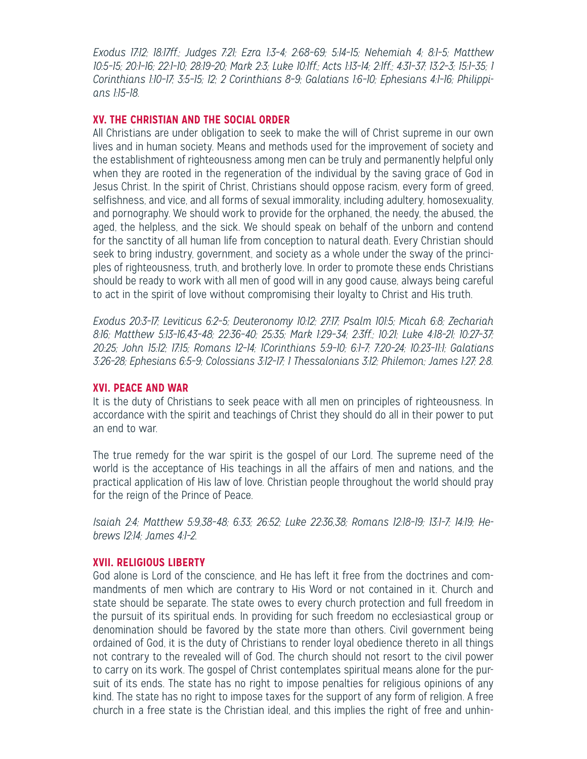*Exodus 17:12; 18:17ff.; Judges 7:21; Ezra 1:3-4; 2:68-69; 5:14-15; Nehemiah 4; 8:1-5; Matthew 10:5-15; 20:1-16; 22:1-10; 28:19-20; Mark 2:3; Luke 10:1ff.; Acts 1:13-14; 2:1ff.; 4:31-37; 13:2-3; 15:1-35; 1 Corinthians 1:10-17; 3:5-15; 12; 2 Corinthians 8-9; Galatians 1:6-10; Ephesians 4:1-16; Philippians 1:15-18.*

## XV. THE CHRISTIAN AND THE SOCIAL ORDER

All Christians are under obligation to seek to make the will of Christ supreme in our own lives and in human society. Means and methods used for the improvement of society and the establishment of righteousness among men can be truly and permanently helpful only when they are rooted in the regeneration of the individual by the saving grace of God in Jesus Christ. In the spirit of Christ, Christians should oppose racism, every form of greed, selfishness, and vice, and all forms of sexual immorality, including adultery, homosexuality, and pornography. We should work to provide for the orphaned, the needy, the abused, the aged, the helpless, and the sick. We should speak on behalf of the unborn and contend for the sanctity of all human life from conception to natural death. Every Christian should seek to bring industry, government, and society as a whole under the sway of the principles of righteousness, truth, and brotherly love. In order to promote these ends Christians should be ready to work with all men of good will in any good cause, always being careful to act in the spirit of love without compromising their loyalty to Christ and His truth.

*Exodus 20:3-17; Leviticus 6:2-5; Deuteronomy 10:12; 27:17; Psalm 101:5; Micah 6:8; Zechariah 8:16; Matthew 5:13-16,43-48; 22:36-40; 25:35; Mark 1:29-34; 2:3ff.; 10:21; Luke 4:18-21; 10:27-37; 20:25; John 15:12; 17:15; Romans 12-14; 1Corinthians 5:9-10; 6:1-7; 7:20-24; 10:23-11:1; Galatians 3:26-28; Ephesians 6:5-9; Colossians 3:12-17; 1 Thessalonians 3:12; Philemon; James 1:27; 2:8.*

## XVI. PEACE AND WAR

It is the duty of Christians to seek peace with all men on principles of righteousness. In accordance with the spirit and teachings of Christ they should do all in their power to put an end to war.

The true remedy for the war spirit is the gospel of our Lord. The supreme need of the world is the acceptance of His teachings in all the affairs of men and nations, and the practical application of His law of love. Christian people throughout the world should pray for the reign of the Prince of Peace.

*Isaiah 2:4; Matthew 5:9,38-48; 6:33; 26:52; Luke 22:36,38; Romans 12:18-19; 13:1-7; 14:19; Hebrews 12:14; James 4:1-2.*

## XVII. RELIGIOUS LIBERTY

God alone is Lord of the conscience, and He has left it free from the doctrines and commandments of men which are contrary to His Word or not contained in it. Church and state should be separate. The state owes to every church protection and full freedom in the pursuit of its spiritual ends. In providing for such freedom no ecclesiastical group or denomination should be favored by the state more than others. Civil government being ordained of God, it is the duty of Christians to render loyal obedience thereto in all things not contrary to the revealed will of God. The church should not resort to the civil power to carry on its work. The gospel of Christ contemplates spiritual means alone for the pursuit of its ends. The state has no right to impose penalties for religious opinions of any kind. The state has no right to impose taxes for the support of any form of religion. A free church in a free state is the Christian ideal, and this implies the right of free and unhin-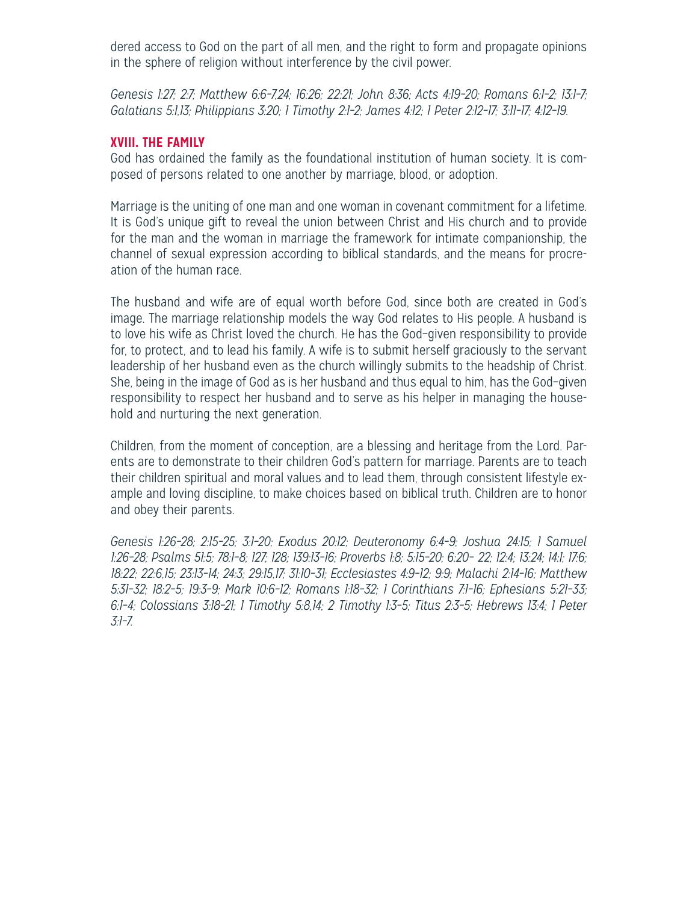dered access to God on the part of all men, and the right to form and propagate opinions in the sphere of religion without interference by the civil power.

*Genesis 1:27; 2:7; Matthew 6:6-7,24; 16:26; 22:21; John 8:36; Acts 4:19-20; Romans 6:1-2; 13:1-7; Galatians 5:1,13; Philippians 3:20; 1 Timothy 2:1-2; James 4:12; 1 Peter 2:12-17; 3:11-17; 4:12-19.*

## XVIII. THE FAMILY

God has ordained the family as the foundational institution of human society. It is composed of persons related to one another by marriage, blood, or adoption.

Marriage is the uniting of one man and one woman in covenant commitment for a lifetime. It is God's unique gift to reveal the union between Christ and His church and to provide for the man and the woman in marriage the framework for intimate companionship, the channel of sexual expression according to biblical standards, and the means for procreation of the human race.

The husband and wife are of equal worth before God, since both are created in God's image. The marriage relationship models the way God relates to His people. A husband is to love his wife as Christ loved the church. He has the God-given responsibility to provide for, to protect, and to lead his family. A wife is to submit herself graciously to the servant leadership of her husband even as the church willingly submits to the headship of Christ. She, being in the image of God as is her husband and thus equal to him, has the God-given responsibility to respect her husband and to serve as his helper in managing the household and nurturing the next generation.

Children, from the moment of conception, are a blessing and heritage from the Lord. Parents are to demonstrate to their children God's pattern for marriage. Parents are to teach their children spiritual and moral values and to lead them, through consistent lifestyle example and loving discipline, to make choices based on biblical truth. Children are to honor and obey their parents.

*Genesis 1:26-28; 2:15-25; 3:1-20; Exodus 20:12; Deuteronomy 6:4-9; Joshua 24:15; 1 Samuel 1:26-28; Psalms 51:5; 78:1-8; 127; 128; 139:13-16; Proverbs 1:8; 5:15-20; 6:20- 22; 12:4; 13:24; 14:1; 17:6; 18:22; 22:6,15; 23:13-14; 24:3; 29:15,17; 31:10-31; Ecclesiastes 4:9-12; 9:9; Malachi 2:14-16; Matthew 5:31-32; 18:2-5; 19:3-9; Mark 10:6-12; Romans 1:18-32; 1 Corinthians 7:1-16; Ephesians 5:21-33; 6:1-4; Colossians 3:18-21; 1 Timothy 5:8,14; 2 Timothy 1:3-5; Titus 2:3-5; Hebrews 13:4; 1 Peter 3:1-7.*